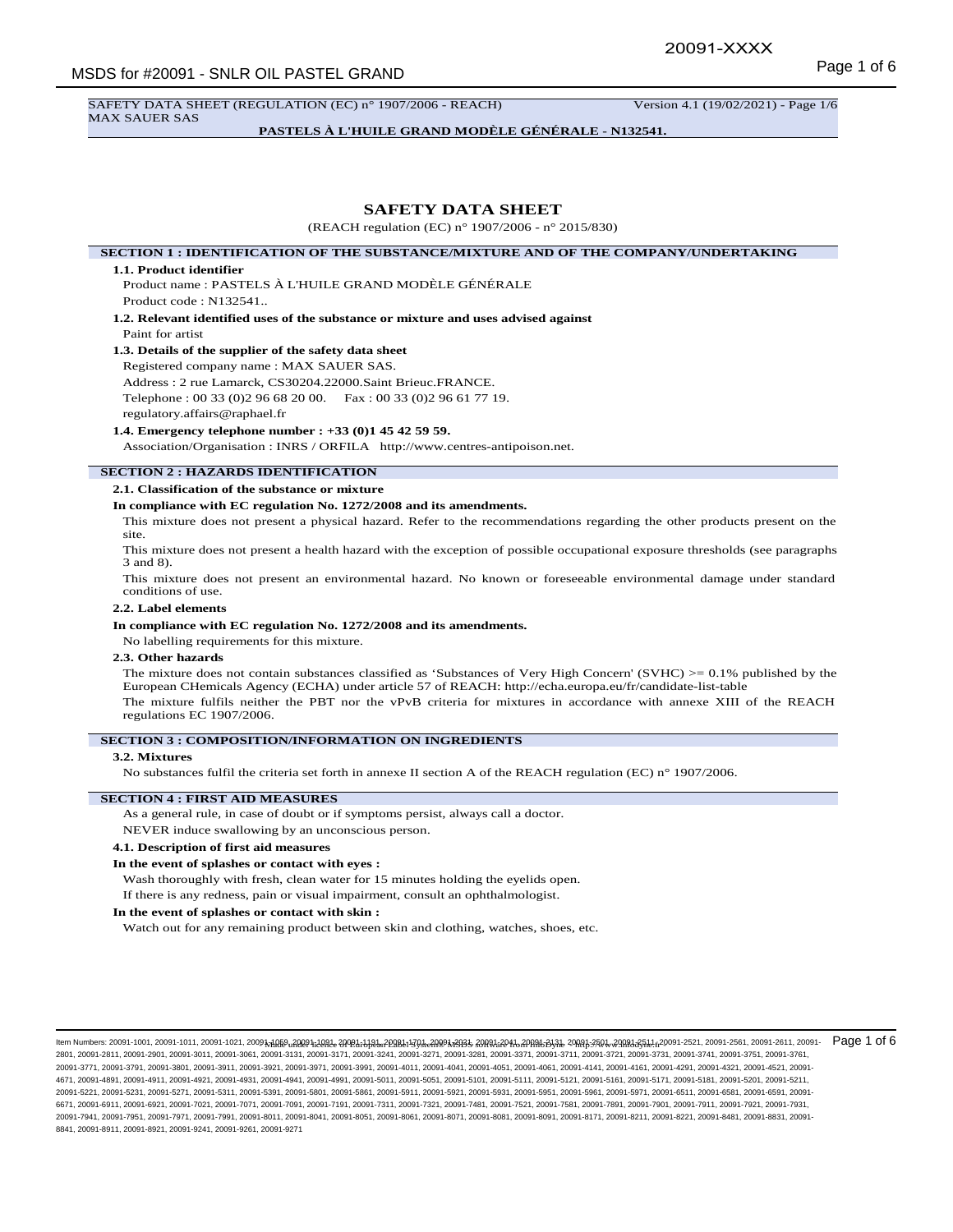SAFETY DATA SHEET (REGULATION (EC) n° 1907/2006 - REACH) Version 4.1 (19/02/2021) - Page 1/6
MAX SAUER SAS

**PASTELS À L'HUILE GRAND MODÈLE GÉNÉRALE - N132541.**

# SAFETY DATA SHEET

(REACH regulation (EC) n° 1907/2006 - n° 2015/830)

## SECTION 1 : IDENTIFICATION OF THE SUBSTANCE/MIXTURE AND OF THE COMPANY/UNDERTAKING

**1.1. Product identifier**

Product name : PASTELS À L'HUILE GRAND MODÈLE GÉNÉRALE

Product code : N132541..

**1.2. Relevant identified uses of the substance or mixture and uses advised against**

Paint for artist

**1.3. Details of the supplier of the safety data sheet**

Registered company name : MAX SAUER SAS.

Address : 2 rue Lamarck, CS30204.22000.Saint Brieuc.FRANCE.

Telephone : 00 33 (0)2 96 68 20 00. Fax : 00 33 (0)2 96 61 77 19.

regulatory.affairs@raphael.fr

**1.4. Emergency telephone number : +33 (0)1 45 42 59 59.**

Association/Organisation : INRS / ORFILA http://www.centres-antipoison.net.

## SECTION 2 : HAZARDS IDENTIFICATION

**2.1. Classification of the substance or mixture**

**In compliance with EC regulation No. 1272/2008 and its amendments.**

This mixture does not present a physical hazard. Refer to the recommendations regarding the other products present on the site.

This mixture does not present a health hazard with the exception of possible occupational exposure thresholds (see paragraphs 3 and 8).

This mixture does not present an environmental hazard. No known or foreseeable environmental damage under standard conditions of use.

**2.2. Label elements**

**In compliance with EC regulation No. 1272/2008 and its amendments.**

No labelling requirements for this mixture.

**2.3. Other hazards**

The mixture does not contain substances classified as 'Substances of Very High Concern' (SVHC) >= 0.1% published by the European CHemicals Agency (ECHA) under article 57 of REACH: http://echa.europa.eu/fr/candidate-list-table

The mixture fulfils neither the PBT nor the vPvB criteria for mixtures in accordance with annexe XIII of the REACH regulations EC 1907/2006.

## SECTION 3 : COMPOSITION/INFORMATION ON INGREDIENTS

**3.2. Mixtures**

No substances fulfil the criteria set forth in annexe II section A of the REACH regulation (EC) n° 1907/2006.

## SECTION 4 : FIRST AID MEASURES

As a general rule, in case of doubt or if symptoms persist, always call a doctor.

NEVER induce swallowing by an unconscious person.

**4.1. Description of first aid measures**

**In the event of splashes or contact with eyes :**

Wash thoroughly with fresh, clean water for 15 minutes holding the eyelids open.

If there is any redness, pain or visual impairment, consult an ophthalmologist.

**In the event of splashes or contact with skin :**

Watch out for any remaining product between skin and clothing, watches, shoes, etc.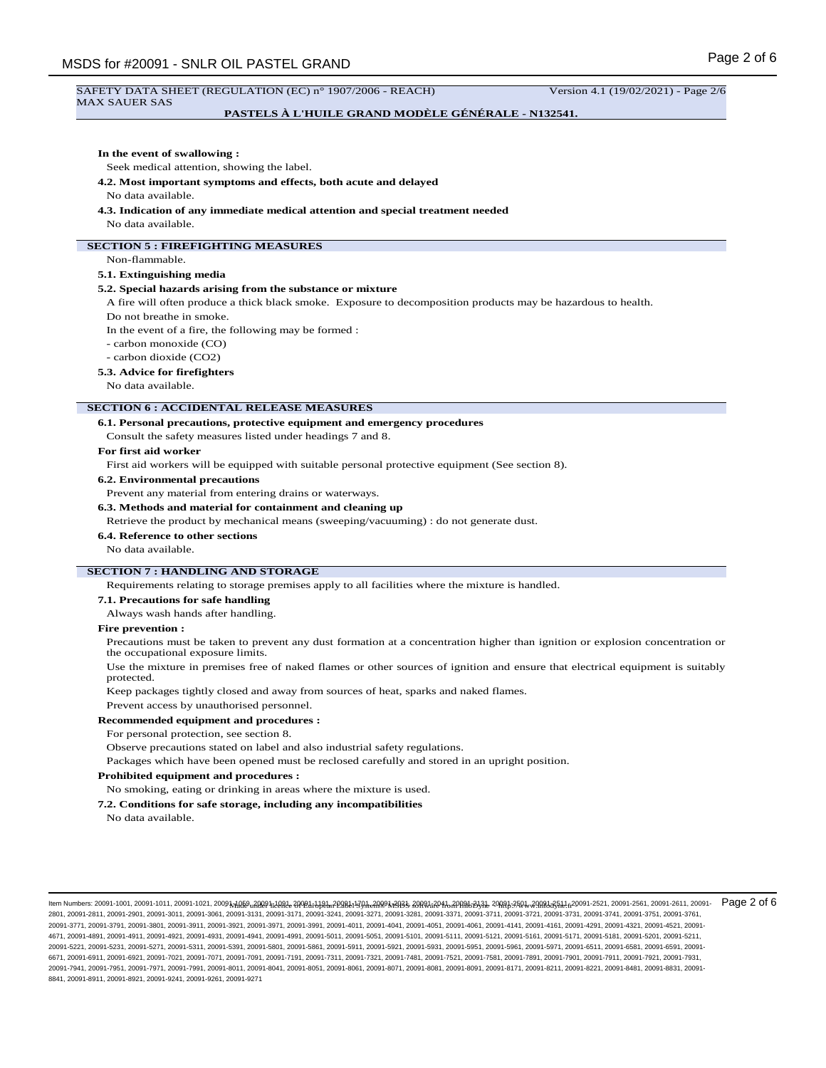**In the event of swallowing :**

Seek medical attention, showing the label.

**4.2. Most important symptoms and effects, both acute and delayed**

No data available.

**4.3. Indication of any immediate medical attention and special treatment needed**

No data available.

## SECTION 5 : FIREFIGHTING MEASURES

Non-flammable.

**5.1. Extinguishing media**

**5.2. Special hazards arising from the substance or mixture**

A fire will often produce a thick black smoke. Exposure to decomposition products may be hazardous to health.

Do not breathe in smoke.

In the event of a fire, the following may be formed :

- carbon monoxide (CO)
- carbon dioxide ($CO_2$)

**5.3. Advice for firefighters**

No data available.

## SECTION 6 : ACCIDENTAL RELEASE MEASURES

**6.1. Personal precautions, protective equipment and emergency procedures**

Consult the safety measures listed under headings 7 and 8.

**For first aid worker**

First aid workers will be equipped with suitable personal protective equipment (See section 8).

**6.2. Environmental precautions**

Prevent any material from entering drains or waterways.

**6.3. Methods and material for containment and cleaning up**

Retrieve the product by mechanical means (sweeping/vacuuming) : do not generate dust.

**6.4. Reference to other sections**

No data available.

## SECTION 7 : HANDLING AND STORAGE

Requirements relating to storage premises apply to all facilities where the mixture is handled.

**7.1. Precautions for safe handling**

Always wash hands after handling.

**Fire prevention :**

Precautions must be taken to prevent any dust formation at a concentration higher than ignition or explosion concentration or the occupational exposure limits.

Use the mixture in premises free of naked flames or other sources of ignition and ensure that electrical equipment is suitably protected.

Keep packages tightly closed and away from sources of heat, sparks and naked flames.

Prevent access by unauthorised personnel.

**Recommended equipment and procedures :**

For personal protection, see section 8.

Observe precautions stated on label and also industrial safety regulations.

Packages which have been opened must be reclosed carefully and stored in an upright position.

**Prohibited equipment and procedures :**

No smoking, eating or drinking in areas where the mixture is used.

**7.2. Conditions for safe storage, including any incompatibilities**

No data available.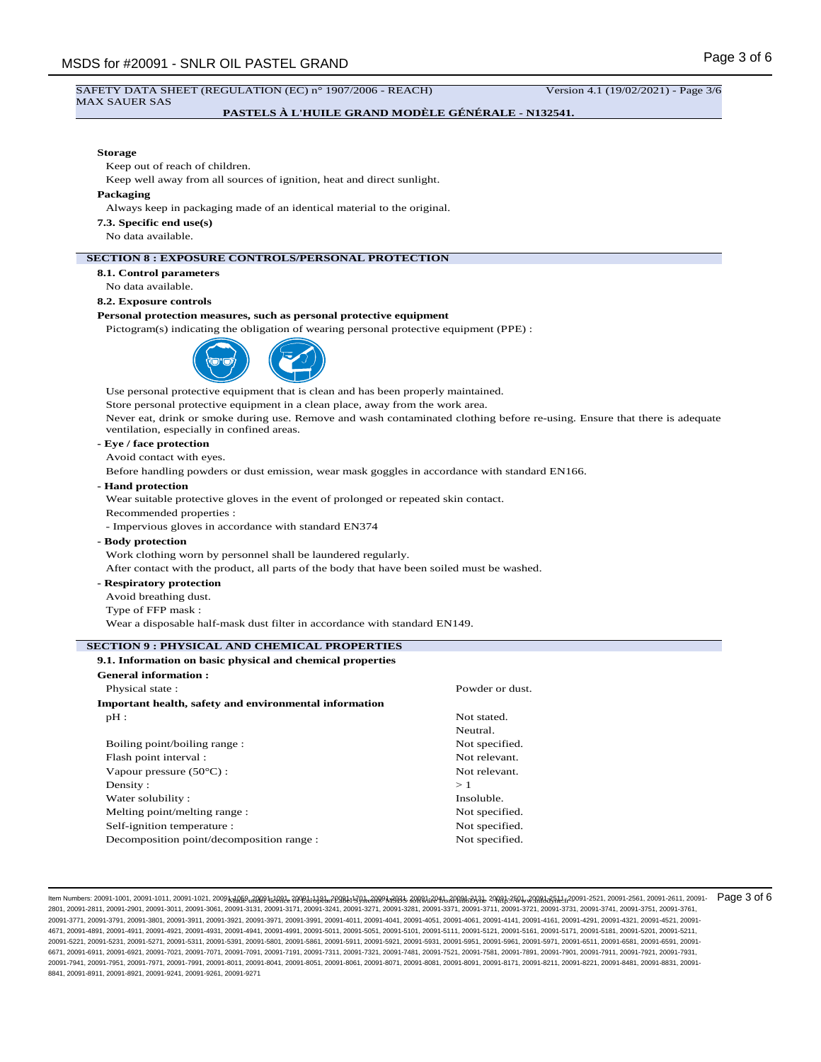SAFETY DATA SHEET (REGULATION (EC) n° 1907/2006 - REACH)
MAX SAUER SAS

Version 4.1 (19/02/2021) - Page 3/6

**PASTELS À L'HUILE GRAND MODÈLE GÉNÉRALE - N132541.**

**Storage**

Keep out of reach of children.

Keep well away from all sources of ignition, heat and direct sunlight.

**Packaging**

Always keep in packaging made of an identical material to the original.

**7.3. Specific end use(s)**

No data available.

## SECTION 8 : EXPOSURE CONTROLS/PERSONAL PROTECTION

**8.1. Control parameters**

No data available.

**8.2. Exposure controls**

**Personal protection measures, such as personal protective equipment**

Pictogram(s) indicating the obligation of wearing personal protective equipment (PPE) :

Use personal protective equipment that is clean and has been properly maintained.

Store personal protective equipment in a clean place, away from the work area.

Never eat, drink or smoke during use. Remove and wash contaminated clothing before re-using. Ensure that there is adequate ventilation, especially in confined areas.

**- Eye / face protection**

Avoid contact with eyes.

Before handling powders or dust emission, wear mask goggles in accordance with standard EN166.

**- Hand protection**

Wear suitable protective gloves in the event of prolonged or repeated skin contact.

Recommended properties :

- Impervious gloves in accordance with standard EN374

**- Body protection**

Work clothing worn by personnel shall be laundered regularly.

After contact with the product, all parts of the body that have been soiled must be washed.

**- Respiratory protection**

Avoid breathing dust.

Type of FFP mask :

Wear a disposable half-mask dust filter in accordance with standard EN149.

## SECTION 9 : PHYSICAL AND CHEMICAL PROPERTIES

**9.1. Information on basic physical and chemical properties**

**General information :**

| | |
|---|---|
| Physical state : | Powder or dust. |

**Important health, safety and environmental information**

| | |
|---|---|
| pH : | Not stated. |
| | Neutral. |
| Boiling point/boiling range : | Not specified. |
| Flash point interval : | Not relevant. |
| Vapour pressure (50°C) : | Not relevant. |
| Density : | > 1 |
| Water solubility : | Insoluble. |
| Melting point/melting range : | Not specified. |
| Self-ignition temperature : | Not specified. |
| Decomposition point/decomposition range : | Not specified. |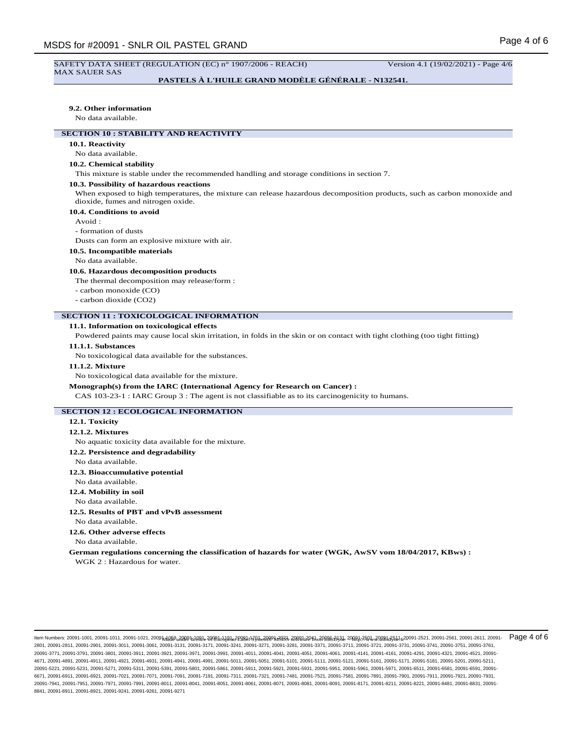### 9.2. Other information

No data available.

## SECTION 10 : STABILITY AND REACTIVITY

### 10.1. Reactivity

No data available.

### 10.2. Chemical stability

This mixture is stable under the recommended handling and storage conditions in section 7.

### 10.3. Possibility of hazardous reactions

When exposed to high temperatures, the mixture can release hazardous decomposition products, such as carbon monoxide and dioxide, fumes and nitrogen oxide.

### 10.4. Conditions to avoid

Avoid :

- formation of dusts

Dusts can form an explosive mixture with air.

### 10.5. Incompatible materials

No data available.

### 10.6. Hazardous decomposition products

The thermal decomposition may release/form :

- carbon monoxide (CO)
- carbon dioxide ($CO_2$)

## SECTION 11 : TOXICOLOGICAL INFORMATION

### 11.1. Information on toxicological effects

Powdered paints may cause local skin irritation, in folds in the skin or on contact with tight clothing (too tight fitting)

#### 11.1.1. Substances

No toxicological data available for the substances.

#### 11.1.2. Mixture

No toxicological data available for the mixture.

**Monograph(s) from the IARC (International Agency for Research on Cancer) :**

CAS 103-23-1 : IARC Group 3 : The agent is not classifiable as to its carcinogenicity to humans.

## SECTION 12 : ECOLOGICAL INFORMATION

### 12.1. Toxicity

#### 12.1.2. Mixtures

No aquatic toxicity data available for the mixture.

### 12.2. Persistence and degradability

No data available.

### 12.3. Bioaccumulative potential

No data available.

### 12.4. Mobility in soil

No data available.

### 12.5. Results of PBT and vPvB assessment

No data available.

### 12.6. Other adverse effects

No data available.

**German regulations concerning the classification of hazards for water (WGK, AwSV vom 18/04/2017, KBws) :**

WGK 2 : Hazardous for water.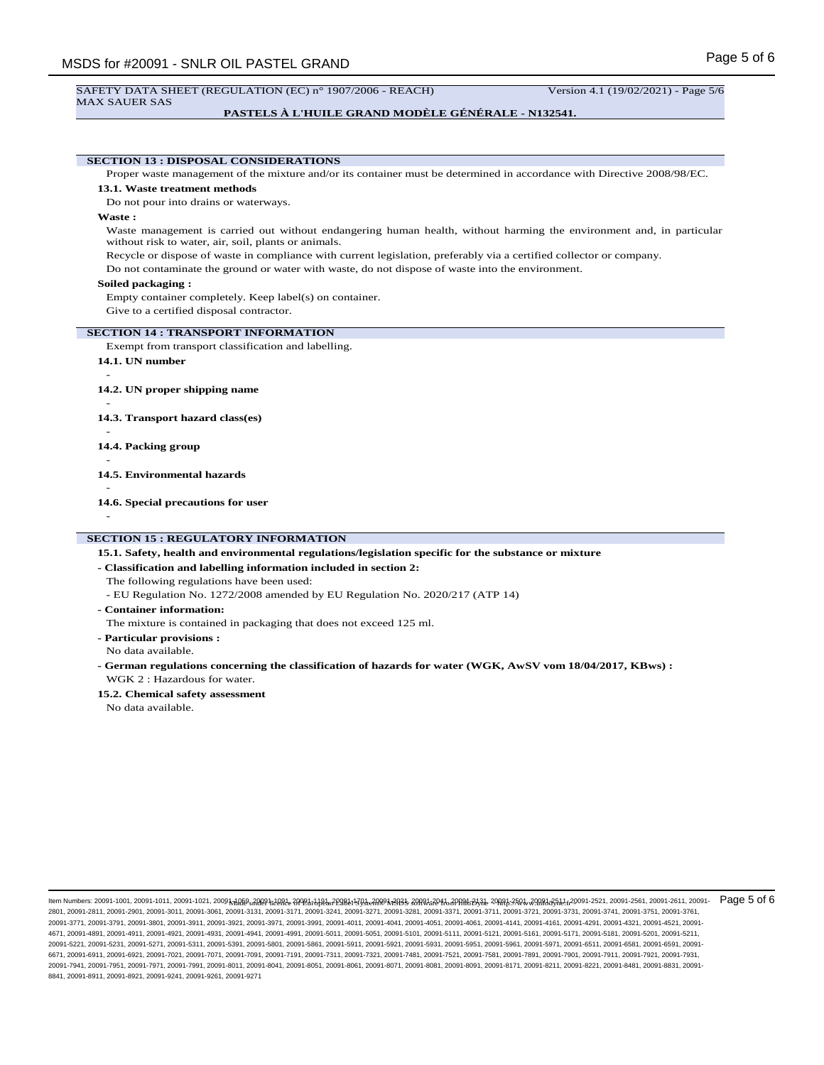## SECTION 13 : DISPOSAL CONSIDERATIONS

Proper waste management of the mixture and/or its container must be determined in accordance with Directive 2008/98/EC.

### 13.1. Waste treatment methods

Do not pour into drains or waterways.

**Waste :**

Waste management is carried out without endangering human health, without harming the environment and, in particular without risk to water, air, soil, plants or animals.

Recycle or dispose of waste in compliance with current legislation, preferably via a certified collector or company.

Do not contaminate the ground or water with waste, do not dispose of waste into the environment.

**Soiled packaging :**

Empty container completely. Keep label(s) on container.

Give to a certified disposal contractor.

## SECTION 14 : TRANSPORT INFORMATION

Exempt from transport classification and labelling.

### 14.1. UN number

-

### 14.2. UN proper shipping name

-

### 14.3. Transport hazard class(es)

-

### 14.4. Packing group

-

### 14.5. Environmental hazards

-

### 14.6. Special precautions for user

-

## SECTION 15 : REGULATORY INFORMATION

### 15.1. Safety, health and environmental regulations/legislation specific for the substance or mixture

**- Classification and labelling information included in section 2:**

The following regulations have been used:

- EU Regulation No. 1272/2008 amended by EU Regulation No. 2020/217 (ATP 14)

**- Container information:**

The mixture is contained in packaging that does not exceed 125 ml.

**- Particular provisions :**

No data available.

**- German regulations concerning the classification of hazards for water (WGK, AwSV vom 18/04/2017, KBws) :**

WGK 2 : Hazardous for water.

### 15.2. Chemical safety assessment

No data available.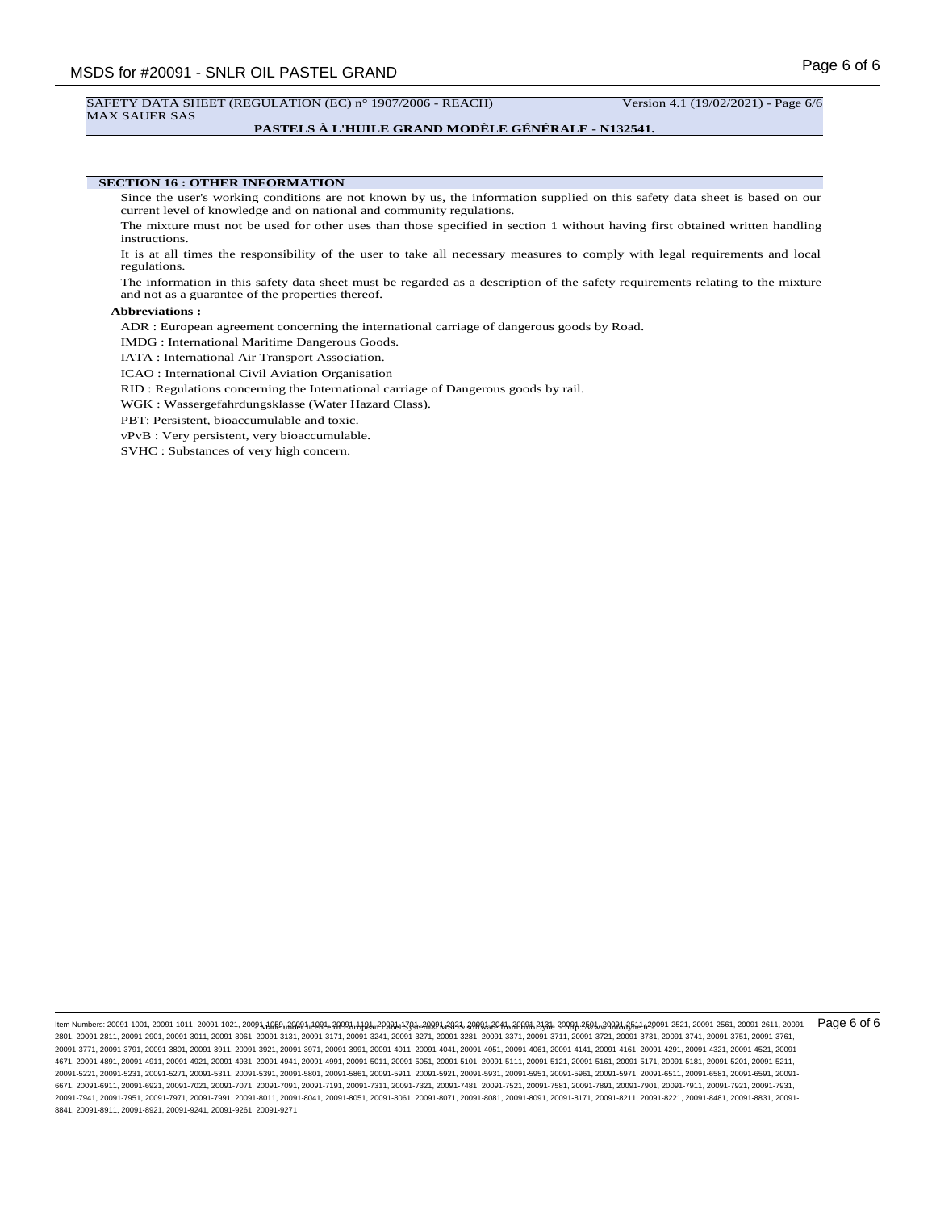## SECTION 16 : OTHER INFORMATION

Since the user's working conditions are not known by us, the information supplied on this safety data sheet is based on our current level of knowledge and on national and community regulations.

The mixture must not be used for other uses than those specified in section 1 without having first obtained written handling instructions.

It is at all times the responsibility of the user to take all necessary measures to comply with legal requirements and local regulations.

The information in this safety data sheet must be regarded as a description of the safety requirements relating to the mixture and not as a guarantee of the properties thereof.

**Abbreviations :**

ADR : European agreement concerning the international carriage of dangerous goods by Road.

IMDG : International Maritime Dangerous Goods.

IATA : International Air Transport Association.

ICAO : International Civil Aviation Organisation

RID : Regulations concerning the International carriage of Dangerous goods by rail.

WGK : Wassergefahrdungsklasse (Water Hazard Class).

PBT: Persistent, bioaccumulable and toxic.

vPvB : Very persistent, very bioaccumulable.

SVHC : Substances of very high concern.